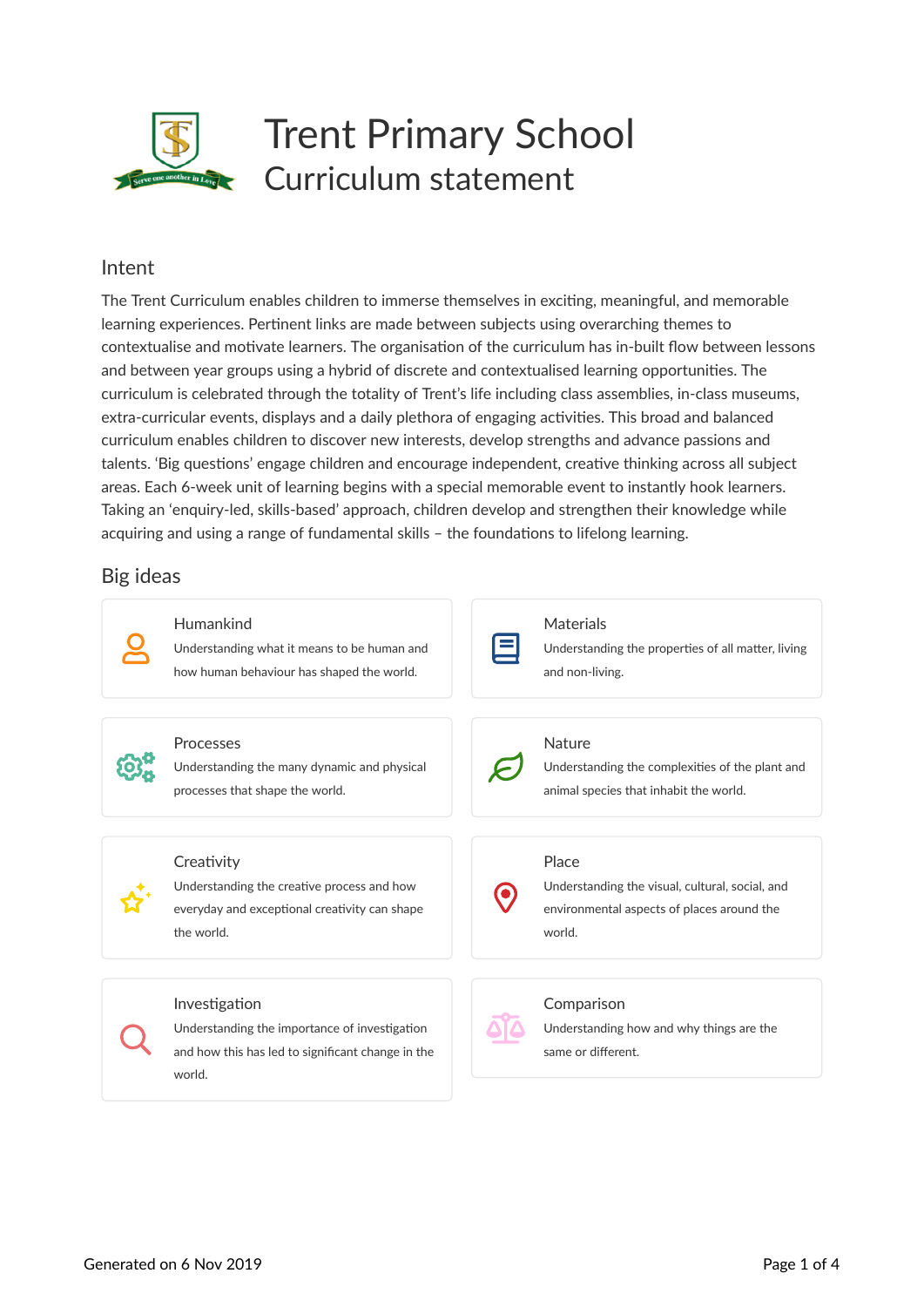# Trent Primary School

## Curriculum statement

### Intent

The Trent Curriculum enables children to immerse themselves in exciting, meaningful, and memorable learning experiences. Pertinent links are made between subjects using overarching themes to contextualise and motivate learners. The organisation of the curriculum has in-built flow between lessons and between year groups using a hybrid of discrete and contextualised learning opportunities. The curriculum is celebrated through the totality of Trent's life including class assemblies, in-class museums, extra-curricular events, displays and a daily plethora of engaging activities. This broad and balanced curriculum enables children to discover new interests, develop strengths and advance passions and talents. 'Big questions' engage children and encourage independent, creative thinking across all subject areas. Each 6-week unit of learning begins with a special memorable event to instantly hook learners. Taking an 'enquiry-led, skills-based' approach, children develop and strengthen their knowledge while acquiring and using a range of fundamental skills – the foundations to lifelong learning.

### Big ideas

**Humankind**
Understanding what it means to be human and how human behaviour has shaped the world.

**Materials**
Understanding the properties of all matter, living and non-living.

**Processes**
Understanding the many dynamic and physical processes that shape the world.

**Nature**
Understanding the complexities of the plant and animal species that inhabit the world.

**Creativity**
Understanding the creative process and how everyday and exceptional creativity can shape the world.

**Place**
Understanding the visual, cultural, social, and environmental aspects of places around the world.

**Investigation**
Understanding the importance of investigation and how this has led to significant change in the world.

**Comparison**
Understanding how and why things are the same or different.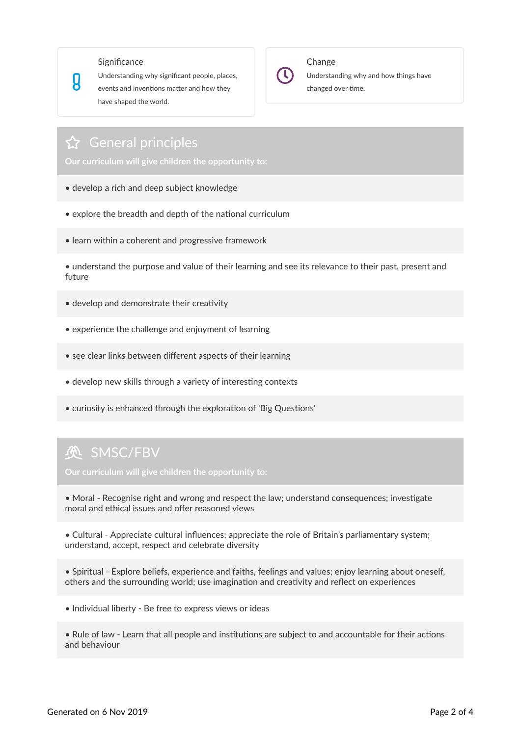### Significance

Understanding why significant people, places, events and inventions matter and how they have shaped the world.

### Change

Understanding why and how things have changed over time.

## General principles

**Our curriculum will give children the opportunity to:**

- develop a rich and deep subject knowledge
- explore the breadth and depth of the national curriculum
- learn within a coherent and progressive framework
- understand the purpose and value of their learning and see its relevance to their past, present and future
- develop and demonstrate their creativity
- experience the challenge and enjoyment of learning
- see clear links between different aspects of their learning
- develop new skills through a variety of interesting contexts
- curiosity is enhanced through the exploration of 'Big Questions'

## SMSC/FBV

**Our curriculum will give children the opportunity to:**

- Moral - Recognise right and wrong and respect the law; understand consequences; investigate moral and ethical issues and offer reasoned views
- Cultural - Appreciate cultural influences; appreciate the role of Britain's parliamentary system; understand, accept, respect and celebrate diversity
- Spiritual - Explore beliefs, experience and faiths, feelings and values; enjoy learning about oneself, others and the surrounding world; use imagination and creativity and reflect on experiences
- Individual liberty - Be free to express views or ideas
- Rule of law - Learn that all people and institutions are subject to and accountable for their actions and behaviour

Generated on 6 Nov 2019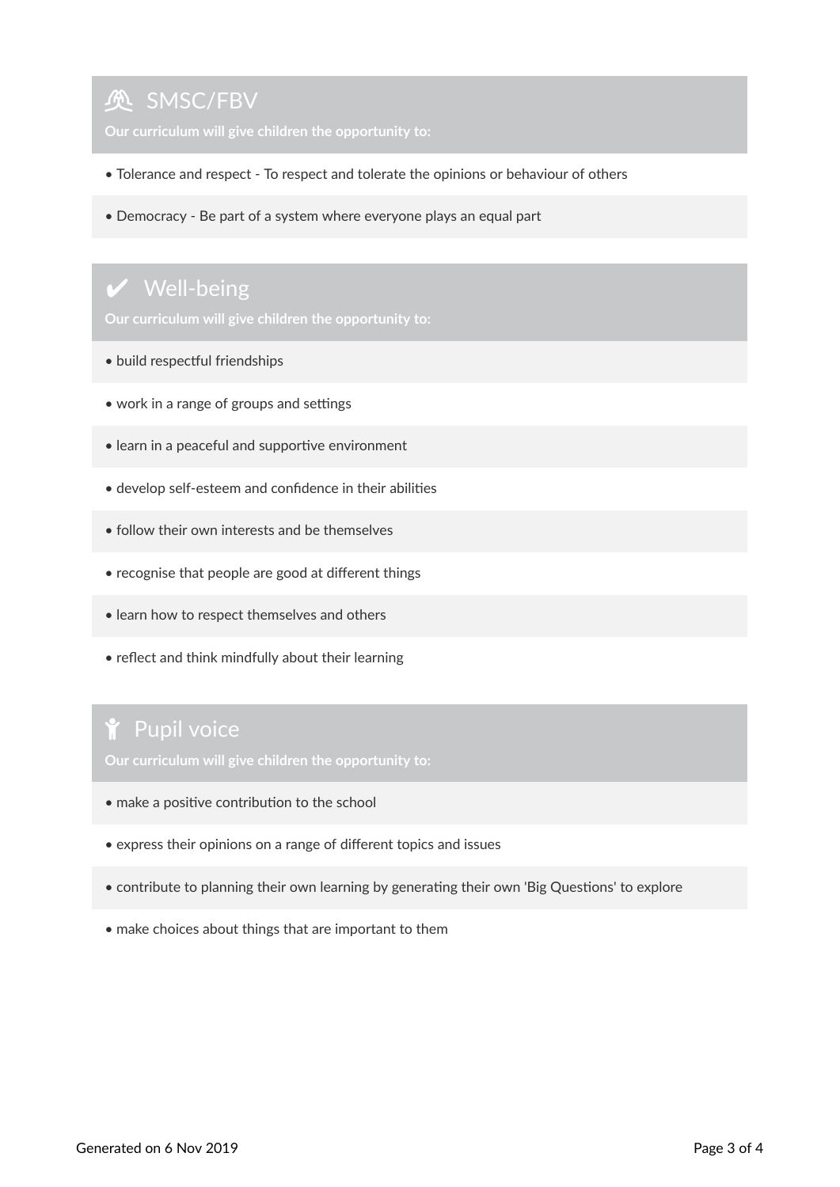## SMSC/FBV

**Our curriculum will give children the opportunity to:**

- Tolerance and respect - To respect and tolerate the opinions or behaviour of others
- Democracy - Be part of a system where everyone plays an equal part

## ✔ Well-being

**Our curriculum will give children the opportunity to:**

- build respectful friendships
- work in a range of groups and settings
- learn in a peaceful and supportive environment
- develop self-esteem and confidence in their abilities
- follow their own interests and be themselves
- recognise that people are good at different things
- learn how to respect themselves and others
- reflect and think mindfully about their learning

## Pupil voice

**Our curriculum will give children the opportunity to:**

- make a positive contribution to the school
- express their opinions on a range of different topics and issues
- contribute to planning their own learning by generating their own 'Big Questions' to explore
- make choices about things that are important to them

Generated on 6 Nov 2019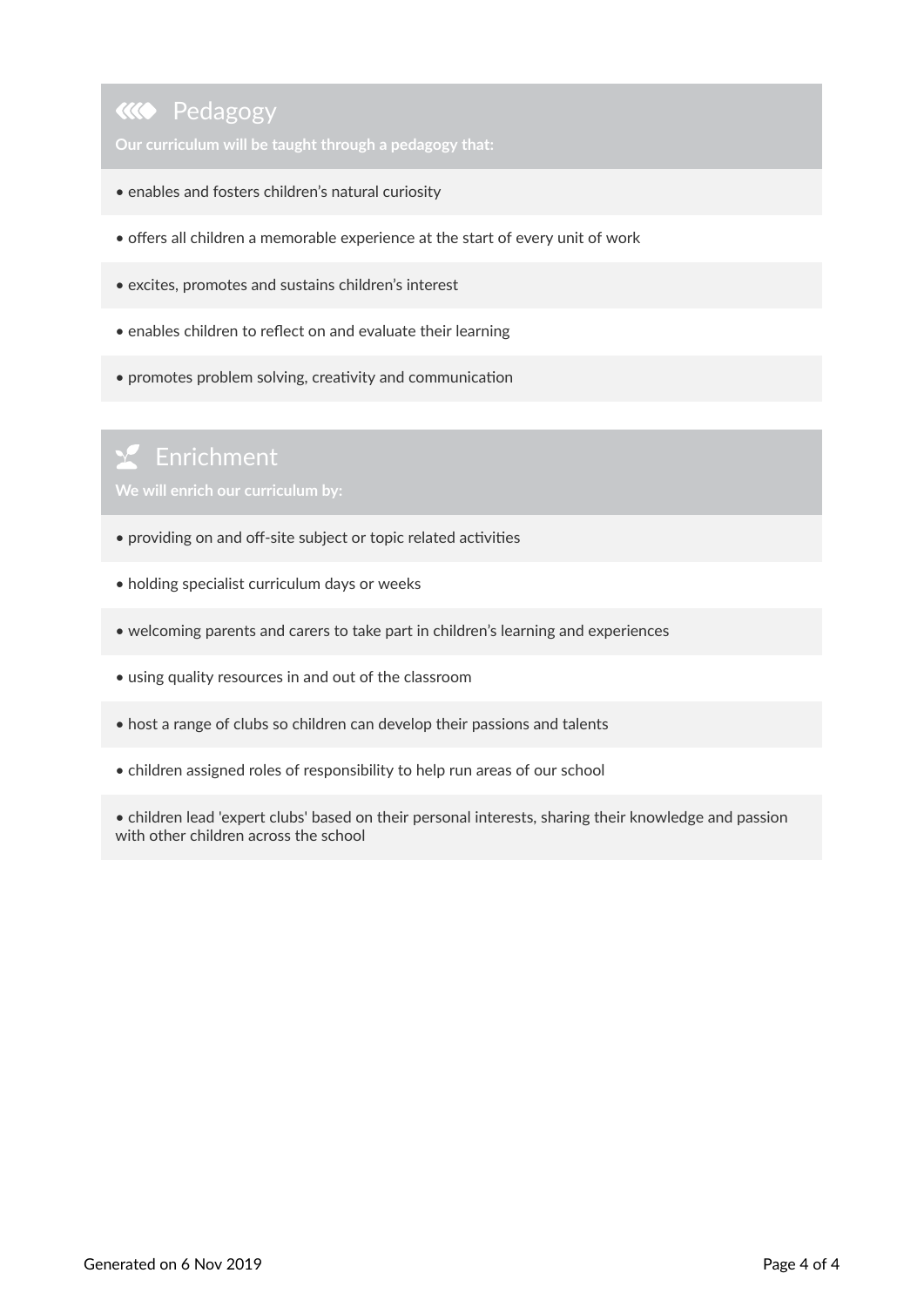## Pedagogy

**Our curriculum will be taught through a pedagogy that:**

- enables and fosters children's natural curiosity
- offers all children a memorable experience at the start of every unit of work
- excites, promotes and sustains children's interest
- enables children to reflect on and evaluate their learning
- promotes problem solving, creativity and communication

## Enrichment

**We will enrich our curriculum by:**

- providing on and off-site subject or topic related activities
- holding specialist curriculum days or weeks
- welcoming parents and carers to take part in children's learning and experiences
- using quality resources in and out of the classroom
- host a range of clubs so children can develop their passions and talents
- children assigned roles of responsibility to help run areas of our school
- children lead 'expert clubs' based on their personal interests, sharing their knowledge and passion with other children across the school

Generated on 6 Nov 2019